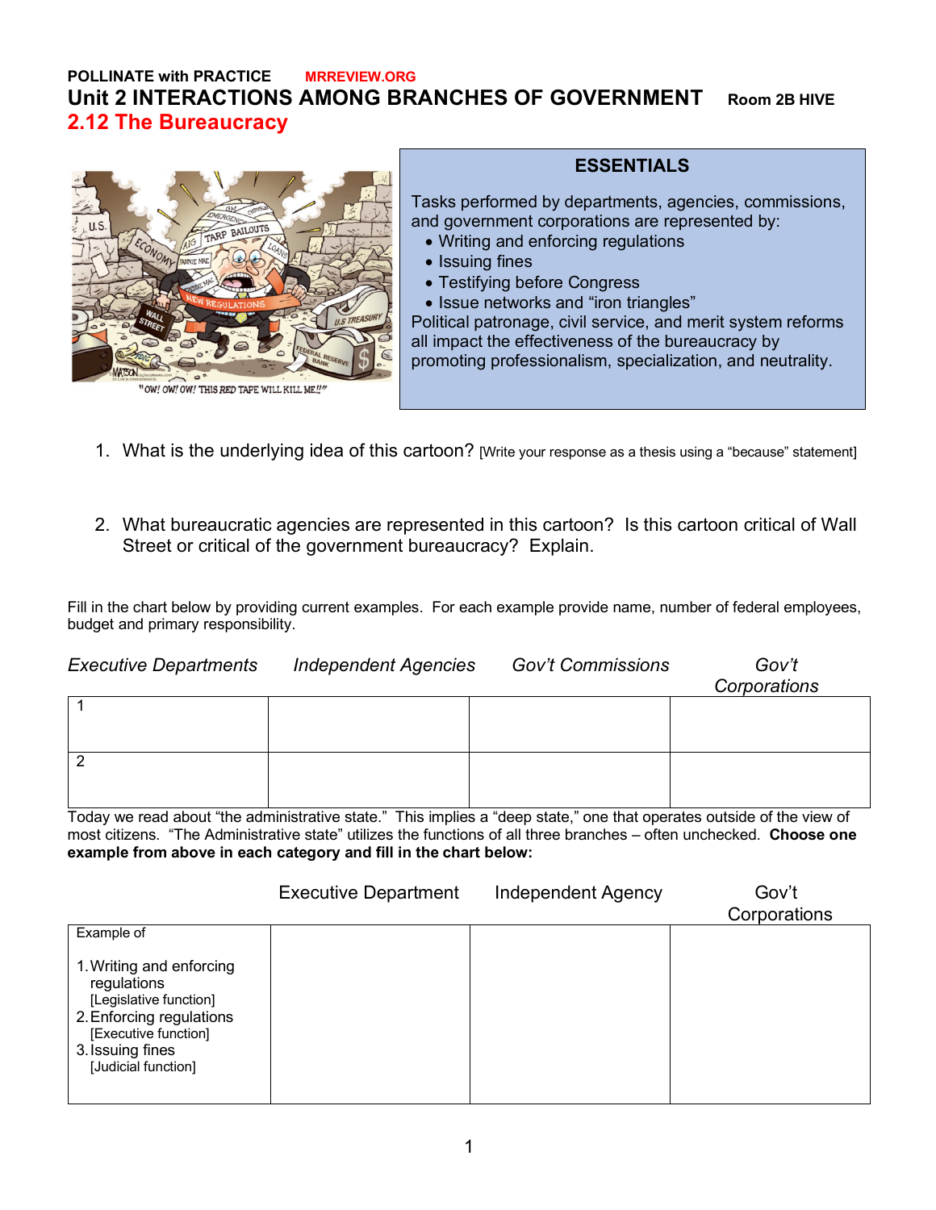POLLINATE with PRACTICE   MRREVIEW.ORG

# Unit 2 INTERACTIONS AMONG BRANCHES OF GOVERNMENT   Room 2B HIVE

## 2.12 The Bureaucracy

"OW! OW! OW! THIS RED TAPE WILL KILL ME!!"

**ESSENTIALS**

Tasks performed by departments, agencies, commissions, and government corporations are represented by:

- Writing and enforcing regulations
- Issuing fines
- Testifying before Congress
- Issue networks and "iron triangles"

Political patronage, civil service, and merit system reforms all impact the effectiveness of the bureaucracy by promoting professionalism, specialization, and neutrality.

1. What is the underlying idea of this cartoon? [Write your response as a thesis using a "because" statement]

2. What bureaucratic agencies are represented in this cartoon? Is this cartoon critical of Wall Street or critical of the government bureaucracy? Explain.

Fill in the chart below by providing current examples. For each example provide name, number of federal employees, budget and primary responsibility.

| *Executive Departments* | *Independent Agencies* | *Gov't Commissions* | *Gov't Corporations* |
|---|---|---|---|
| 1 | | | |
| 2 | | | |

Today we read about "the administrative state." This implies a "deep state," one that operates outside of the view of most citizens. "The Administrative state" utilizes the functions of all three branches – often unchecked. **Choose one example from above in each category and fill in the chart below:**

| | Executive Department | Independent Agency | Gov't Corporations |
|---|---|---|---|
| Example of<br><br>1. Writing and enforcing regulations [Legislative function]<br>2. Enforcing regulations [Executive function]<br>3. Issuing fines [Judicial function] | | | |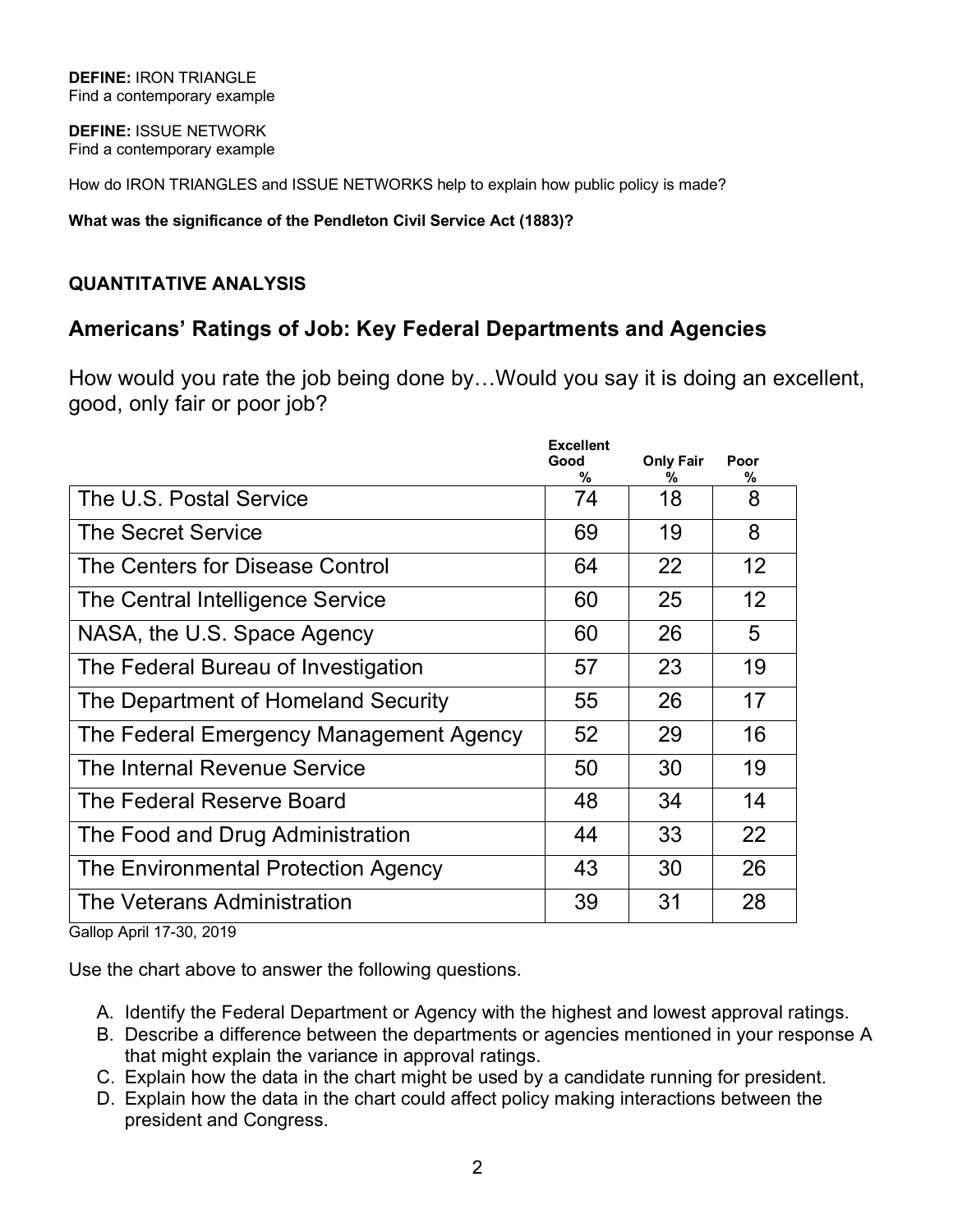**DEFINE:** IRON TRIANGLE
Find a contemporary example

**DEFINE:** ISSUE NETWORK
Find a contemporary example

How do IRON TRIANGLES and ISSUE NETWORKS help to explain how public policy is made?

**What was the significance of the Pendleton Civil Service Act (1883)?**

## QUANTITATIVE ANALYSIS

## Americans' Ratings of Job: Key Federal Departments and Agencies

How would you rate the job being done by…Would you say it is doing an excellent, good, only fair or poor job?

| | Excellent Good % | Only Fair % | Poor % |
|---|---|---|---|
| The U.S. Postal Service | 74 | 18 | 8 |
| The Secret Service | 69 | 19 | 8 |
| The Centers for Disease Control | 64 | 22 | 12 |
| The Central Intelligence Service | 60 | 25 | 12 |
| NASA, the U.S. Space Agency | 60 | 26 | 5 |
| The Federal Bureau of Investigation | 57 | 23 | 19 |
| The Department of Homeland Security | 55 | 26 | 17 |
| The Federal Emergency Management Agency | 52 | 29 | 16 |
| The Internal Revenue Service | 50 | 30 | 19 |
| The Federal Reserve Board | 48 | 34 | 14 |
| The Food and Drug Administration | 44 | 33 | 22 |
| The Environmental Protection Agency | 43 | 30 | 26 |
| The Veterans Administration | 39 | 31 | 28 |

Gallop April 17-30, 2019

Use the chart above to answer the following questions.

A. Identify the Federal Department or Agency with the highest and lowest approval ratings.
B. Describe a difference between the departments or agencies mentioned in your response A that might explain the variance in approval ratings.
C. Explain how the data in the chart might be used by a candidate running for president.
D. Explain how the data in the chart could affect policy making interactions between the president and Congress.